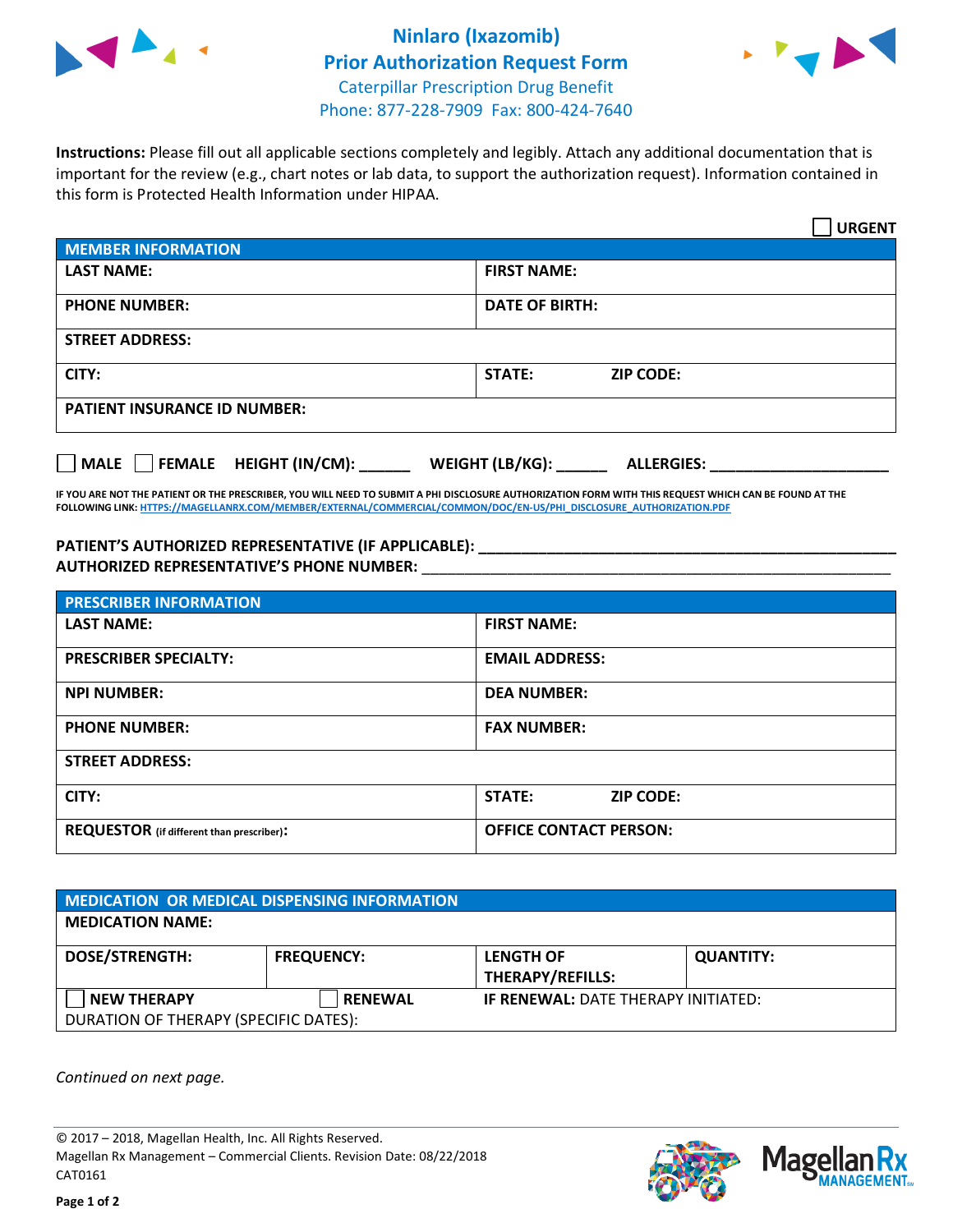# Ninlaro (Ixazomib)
## Prior Authorization Request Form
Caterpillar Prescription Drug Benefit
Phone: 877-228-7909 Fax: 800-424-7640

**Instructions:** Please fill out all applicable sections completely and legibly. Attach any additional documentation that is important for the review (e.g., chart notes or lab data, to support the authorization request). Information contained in this form is Protected Health Information under HIPAA.

☐ **URGENT**

| **MEMBER INFORMATION** | | |
|---|---|---|
| **LAST NAME:** | **FIRST NAME:** | |
| **PHONE NUMBER:** | **DATE OF BIRTH:** | |
| **STREET ADDRESS:** | | |
| **CITY:** | **STATE:** | **ZIP CODE:** |
| **PATIENT INSURANCE ID NUMBER:** | | |

☐ **MALE** ☐ **FEMALE** **HEIGHT (IN/CM):** ______ **WEIGHT (LB/KG):** ______ **ALLERGIES:** ____________________

**IF YOU ARE NOT THE PATIENT OR THE PRESCRIBER, YOU WILL NEED TO SUBMIT A PHI DISCLOSURE AUTHORIZATION FORM WITH THIS REQUEST WHICH CAN BE FOUND AT THE FOLLOWING LINK: HTTPS://MAGELLANRX.COM/MEMBER/EXTERNAL/COMMERCIAL/COMMON/DOC/EN-US/PHI_DISCLOSURE_AUTHORIZATION.PDF**

**PATIENT'S AUTHORIZED REPRESENTATIVE (IF APPLICABLE):** ____________________________________________

**AUTHORIZED REPRESENTATIVE'S PHONE NUMBER:** ____________________________________________

| **PRESCRIBER INFORMATION** | | |
|---|---|---|
| **LAST NAME:** | **FIRST NAME:** | |
| **PRESCRIBER SPECIALTY:** | **EMAIL ADDRESS:** | |
| **NPI NUMBER:** | **DEA NUMBER:** | |
| **PHONE NUMBER:** | **FAX NUMBER:** | |
| **STREET ADDRESS:** | | |
| **CITY:** | **STATE:** | **ZIP CODE:** |
| **REQUESTOR** (if different than prescriber)**:** | **OFFICE CONTACT PERSON:** | |

| **MEDICATION OR MEDICAL DISPENSING INFORMATION** | | | |
|---|---|---|---|
| **MEDICATION NAME:** | | | |
| **DOSE/STRENGTH:** | **FREQUENCY:** | **LENGTH OF THERAPY/REFILLS:** | **QUANTITY:** |
| ☐ **NEW THERAPY** | ☐ **RENEWAL** | **IF RENEWAL:** DATE THERAPY INITIATED: | |
| DURATION OF THERAPY (SPECIFIC DATES): | | | |

*Continued on next page.*

© 2017 – 2018, Magellan Health, Inc. All Rights Reserved.
Magellan Rx Management – Commercial Clients. Revision Date: 08/22/2018
CAT0161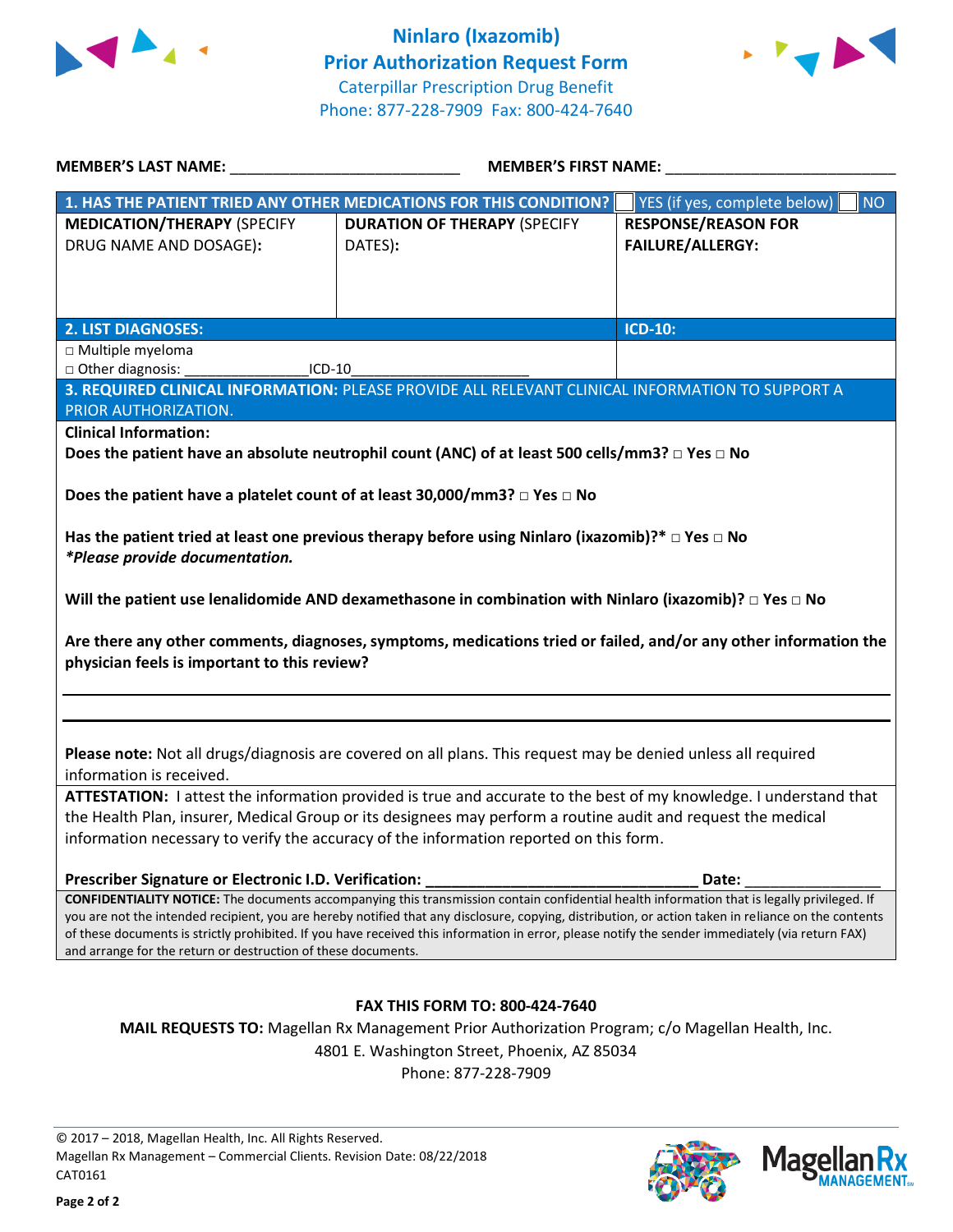# Ninlaro (Ixazomib)
## Prior Authorization Request Form

Caterpillar Prescription Drug Benefit
Phone: 877-228-7909 Fax: 800-424-7640

**MEMBER'S LAST NAME:** ___________________________ **MEMBER'S FIRST NAME:** ___________________________

| **1. HAS THE PATIENT TRIED ANY OTHER MEDICATIONS FOR THIS CONDITION?** | | ☐ YES (if yes, complete below) ☐ NO |
|---|---|---|
| **MEDICATION/THERAPY** (SPECIFY DRUG NAME AND DOSAGE)**:** | **DURATION OF THERAPY** (SPECIFY DATES)**:** | **RESPONSE/REASON FOR FAILURE/ALLERGY:** |
| | | |

| **2. LIST DIAGNOSES:** | **ICD-10:** |
|---|---|
| □ Multiple myeloma<br>□ Other diagnosis: ________________ICD-10_______________________ | |

**3. REQUIRED CLINICAL INFORMATION:** PLEASE PROVIDE ALL RELEVANT CLINICAL INFORMATION TO SUPPORT A PRIOR AUTHORIZATION.

**Clinical Information:**

**Does the patient have an absolute neutrophil count (ANC) of at least 500 cells/mm3? □ Yes □ No**

**Does the patient have a platelet count of at least 30,000/mm3? □ Yes □ No**

**Has the patient tried at least one previous therapy before using Ninlaro (ixazomib)?* □ Yes □ No**
***Please provide documentation.***

**Will the patient use lenalidomide AND dexamethasone in combination with Ninlaro (ixazomib)? □ Yes □ No**

**Are there any other comments, diagnoses, symptoms, medications tried or failed, and/or any other information the physician feels is important to this review?**

_______________________________________________________________________________

_______________________________________________________________________________

**Please note:** Not all drugs/diagnosis are covered on all plans. This request may be denied unless all required information is received.

**ATTESTATION:** I attest the information provided is true and accurate to the best of my knowledge. I understand that the Health Plan, insurer, Medical Group or its designees may perform a routine audit and request the medical information necessary to verify the accuracy of the information reported on this form.

**Prescriber Signature or Electronic I.D. Verification:** _________________________________ **Date:** ________________

**CONFIDENTIALITY NOTICE:** The documents accompanying this transmission contain confidential health information that is legally privileged. If you are not the intended recipient, you are hereby notified that any disclosure, copying, distribution, or action taken in reliance on the contents of these documents is strictly prohibited. If you have received this information in error, please notify the sender immediately (via return FAX) and arrange for the return or destruction of these documents.

**FAX THIS FORM TO: 800-424-7640**

**MAIL REQUESTS TO:** Magellan Rx Management Prior Authorization Program; c/o Magellan Health, Inc.
4801 E. Washington Street, Phoenix, AZ 85034
Phone: 877-228-7909

© 2017 – 2018, Magellan Health, Inc. All Rights Reserved.
Magellan Rx Management – Commercial Clients. Revision Date: 08/22/2018
CAT0161